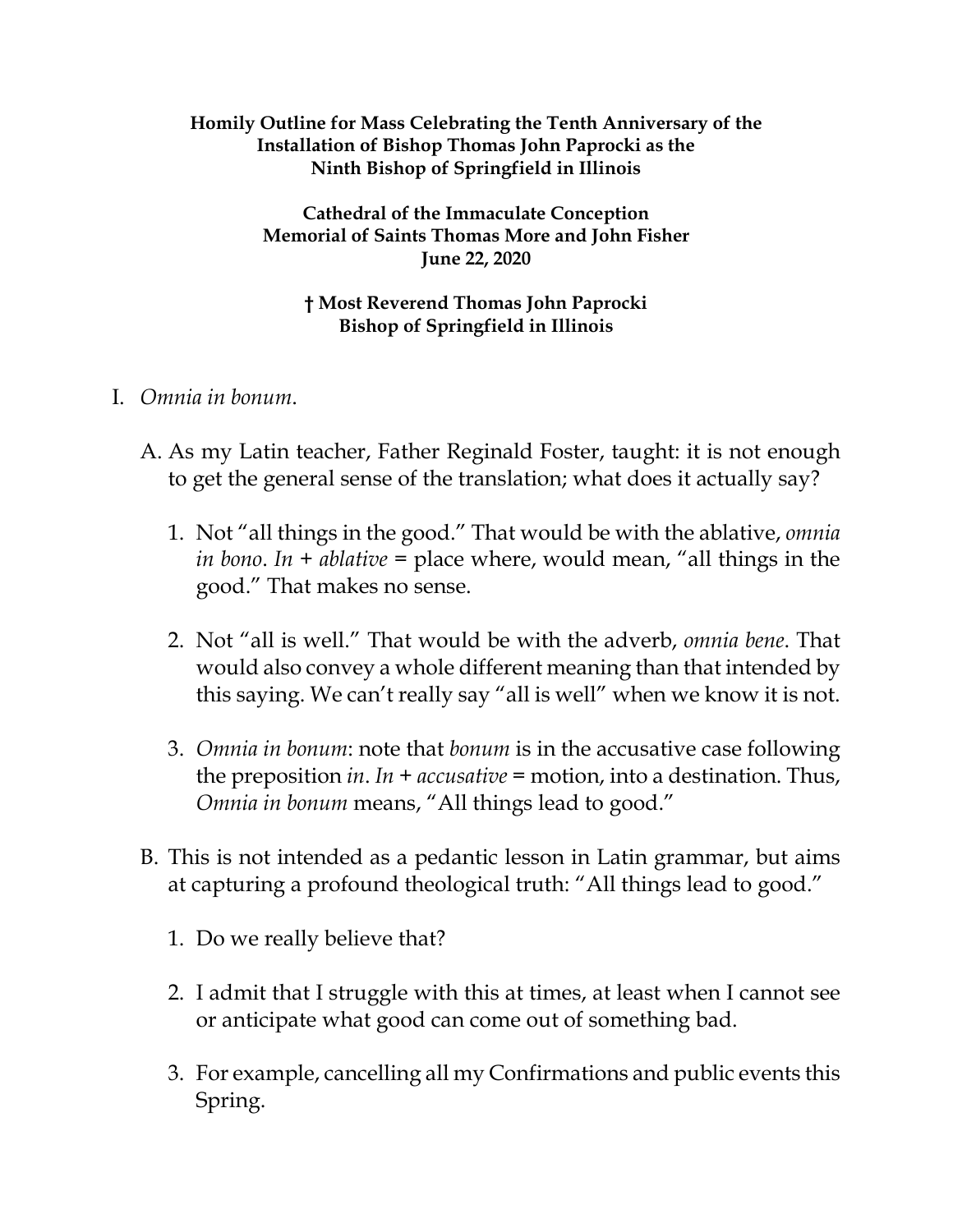**Homily Outline for Mass Celebrating the Tenth Anniversary of the Installation of Bishop Thomas John Paprocki as the Ninth Bishop of Springfield in Illinois**

**Cathedral of the Immaculate Conception**
**Memorial of Saints Thomas More and John Fisher**
**June 22, 2020**

**† Most Reverend Thomas John Paprocki**
**Bishop of Springfield in Illinois**

I. *Omnia in bonum*.

   A. As my Latin teacher, Father Reginald Foster, taught: it is not enough to get the general sense of the translation; what does it actually say?

      1. Not "all things in the good." That would be with the ablative, *omnia in bono*. *In + ablative* = place where, would mean, "all things in the good." That makes no sense.

      2. Not "all is well." That would be with the adverb, *omnia bene*. That would also convey a whole different meaning than that intended by this saying. We can't really say "all is well" when we know it is not.

      3. *Omnia in bonum*: note that *bonum* is in the accusative case following the preposition *in*. *In + accusative* = motion, into a destination. Thus, *Omnia in bonum* means, "All things lead to good."

   B. This is not intended as a pedantic lesson in Latin grammar, but aims at capturing a profound theological truth: "All things lead to good."

      1. Do we really believe that?

      2. I admit that I struggle with this at times, at least when I cannot see or anticipate what good can come out of something bad.

      3. For example, cancelling all my Confirmations and public events this Spring.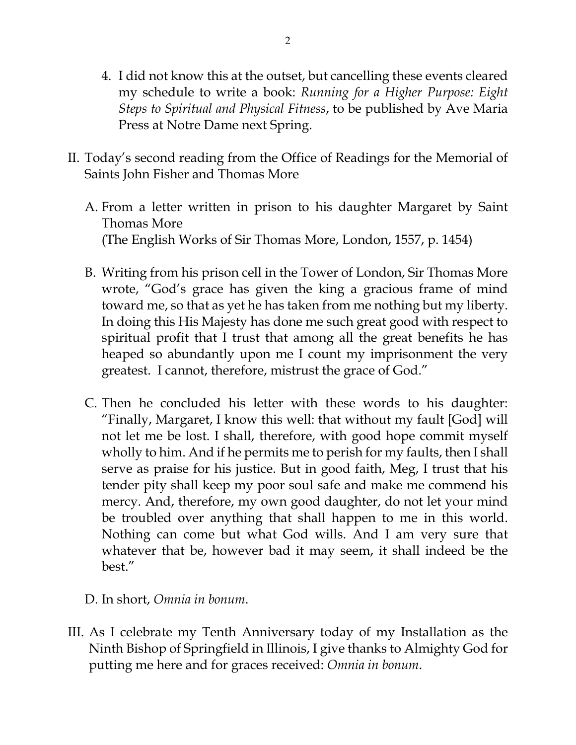4. I did not know this at the outset, but cancelling these events cleared my schedule to write a book: *Running for a Higher Purpose: Eight Steps to Spiritual and Physical Fitness*, to be published by Ave Maria Press at Notre Dame next Spring.

II. Today's second reading from the Office of Readings for the Memorial of Saints John Fisher and Thomas More

   A. From a letter written in prison to his daughter Margaret by Saint Thomas More
   (The English Works of Sir Thomas More, London, 1557, p. 1454)

   B. Writing from his prison cell in the Tower of London, Sir Thomas More wrote, "God's grace has given the king a gracious frame of mind toward me, so that as yet he has taken from me nothing but my liberty. In doing this His Majesty has done me such great good with respect to spiritual profit that I trust that among all the great benefits he has heaped so abundantly upon me I count my imprisonment the very greatest. I cannot, therefore, mistrust the grace of God."

   C. Then he concluded his letter with these words to his daughter: "Finally, Margaret, I know this well: that without my fault [God] will not let me be lost. I shall, therefore, with good hope commit myself wholly to him. And if he permits me to perish for my faults, then I shall serve as praise for his justice. But in good faith, Meg, I trust that his tender pity shall keep my poor soul safe and make me commend his mercy. And, therefore, my own good daughter, do not let your mind be troubled over anything that shall happen to me in this world. Nothing can come but what God wills. And I am very sure that whatever that be, however bad it may seem, it shall indeed be the best."

   D. In short, *Omnia in bonum*.

III. As I celebrate my Tenth Anniversary today of my Installation as the Ninth Bishop of Springfield in Illinois, I give thanks to Almighty God for putting me here and for graces received: *Omnia in bonum*.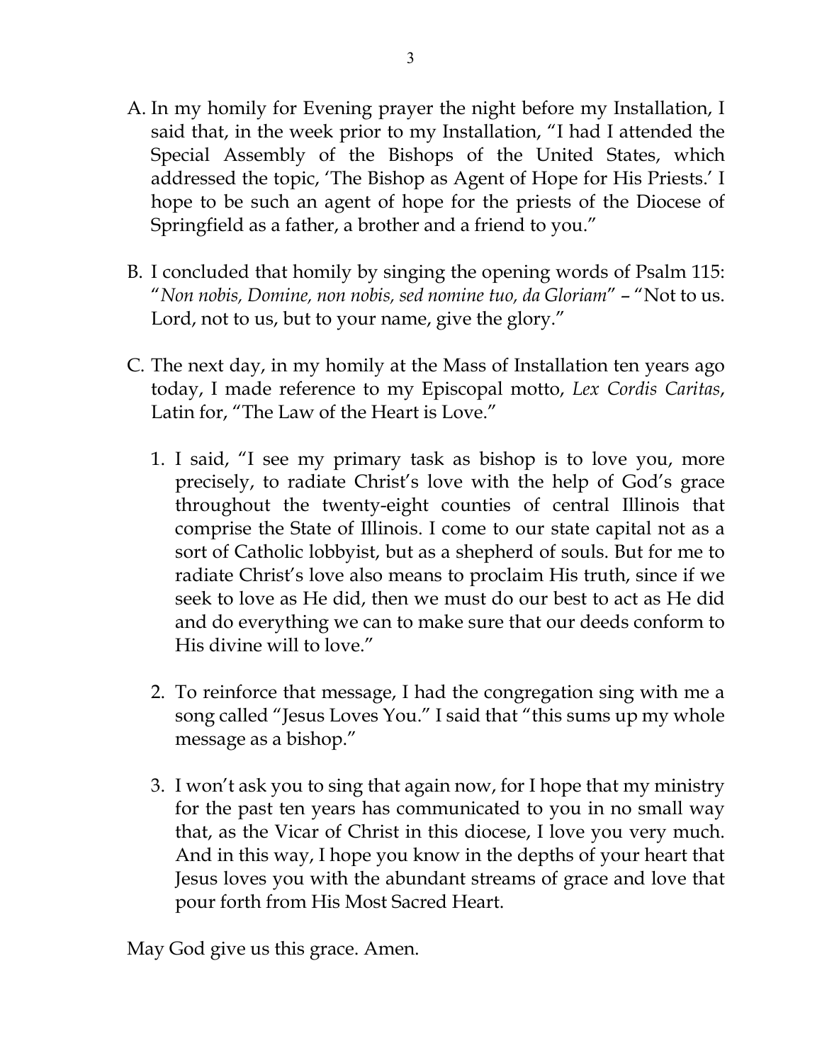A. In my homily for Evening prayer the night before my Installation, I said that, in the week prior to my Installation, "I had I attended the Special Assembly of the Bishops of the United States, which addressed the topic, 'The Bishop as Agent of Hope for His Priests.' I hope to be such an agent of hope for the priests of the Diocese of Springfield as a father, a brother and a friend to you."

B. I concluded that homily by singing the opening words of Psalm 115: "*Non nobis, Domine, non nobis, sed nomine tuo, da Gloriam*" – "Not to us. Lord, not to us, but to your name, give the glory."

C. The next day, in my homily at the Mass of Installation ten years ago today, I made reference to my Episcopal motto, *Lex Cordis Caritas*, Latin for, "The Law of the Heart is Love."

   1. I said, "I see my primary task as bishop is to love you, more precisely, to radiate Christ's love with the help of God's grace throughout the twenty-eight counties of central Illinois that comprise the State of Illinois. I come to our state capital not as a sort of Catholic lobbyist, but as a shepherd of souls. But for me to radiate Christ's love also means to proclaim His truth, since if we seek to love as He did, then we must do our best to act as He did and do everything we can to make sure that our deeds conform to His divine will to love."

   2. To reinforce that message, I had the congregation sing with me a song called "Jesus Loves You." I said that "this sums up my whole message as a bishop."

   3. I won't ask you to sing that again now, for I hope that my ministry for the past ten years has communicated to you in no small way that, as the Vicar of Christ in this diocese, I love you very much. And in this way, I hope you know in the depths of your heart that Jesus loves you with the abundant streams of grace and love that pour forth from His Most Sacred Heart.

May God give us this grace. Amen.